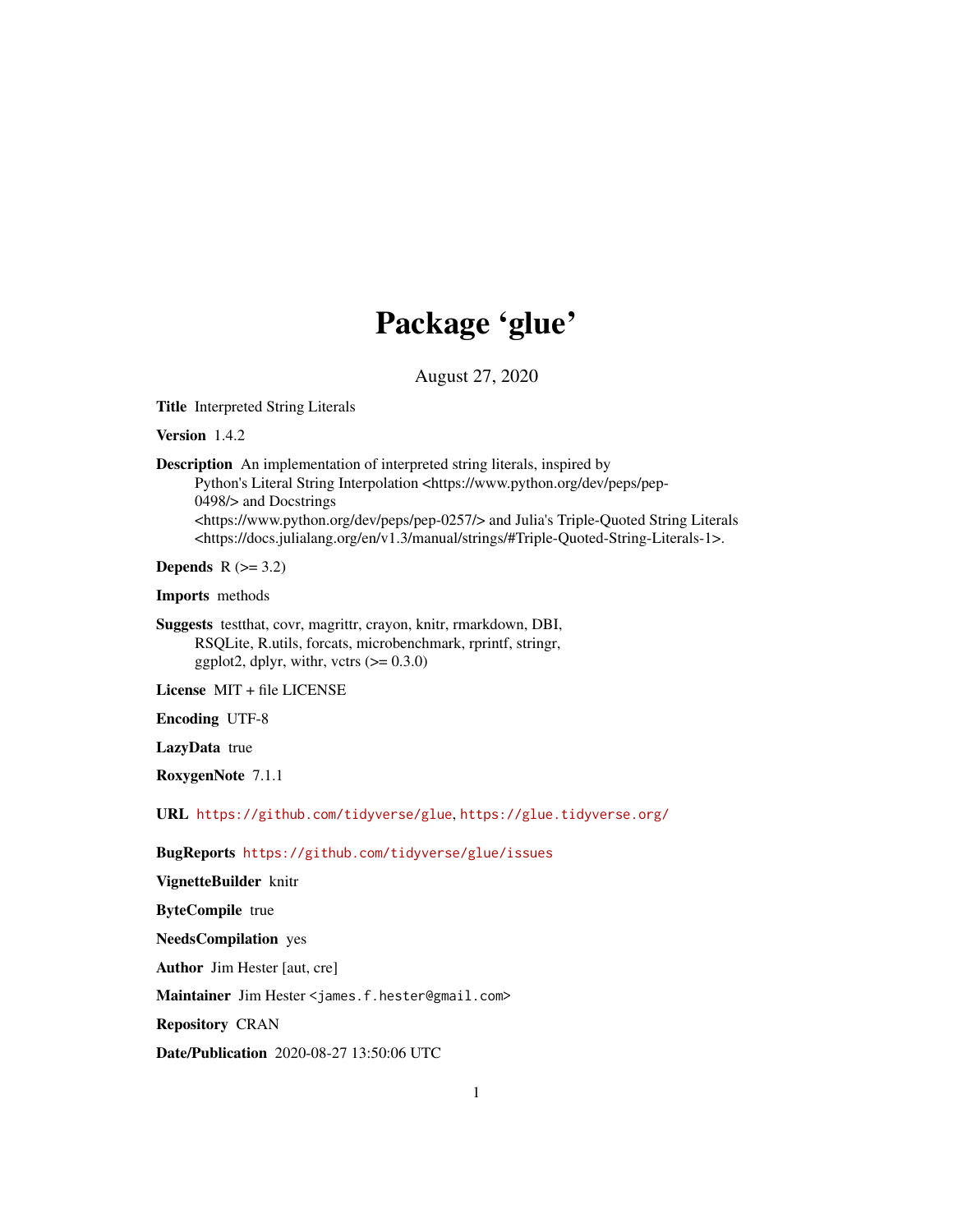# Package 'glue'

August 27, 2020

**Title** Interpreted String Literals

**Version** 1.4.2

**Description** An implementation of interpreted string literals, inspired by Python's Literal String Interpolation <https://www.python.org/dev/peps/pep-0498/> and Docstrings <https://www.python.org/dev/peps/pep-0257/> and Julia's Triple-Quoted String Literals <https://docs.julialang.org/en/v1.3/manual/strings/#Triple-Quoted-String-Literals-1>.

**Depends** R (>= 3.2)

**Imports** methods

**Suggests** testthat, covr, magrittr, crayon, knitr, rmarkdown, DBI, RSQLite, R.utils, forcats, microbenchmark, rprintf, stringr, ggplot2, dplyr, withr, vctrs (>= 0.3.0)

**License** MIT + file LICENSE

**Encoding** UTF-8

**LazyData** true

**RoxygenNote** 7.1.1

**URL** https://github.com/tidyverse/glue, https://glue.tidyverse.org/

**BugReports** https://github.com/tidyverse/glue/issues

**VignetteBuilder** knitr

**ByteCompile** true

**NeedsCompilation** yes

**Author** Jim Hester [aut, cre]

**Maintainer** Jim Hester <james.f.hester@gmail.com>

**Repository** CRAN

**Date/Publication** 2020-08-27 13:50:06 UTC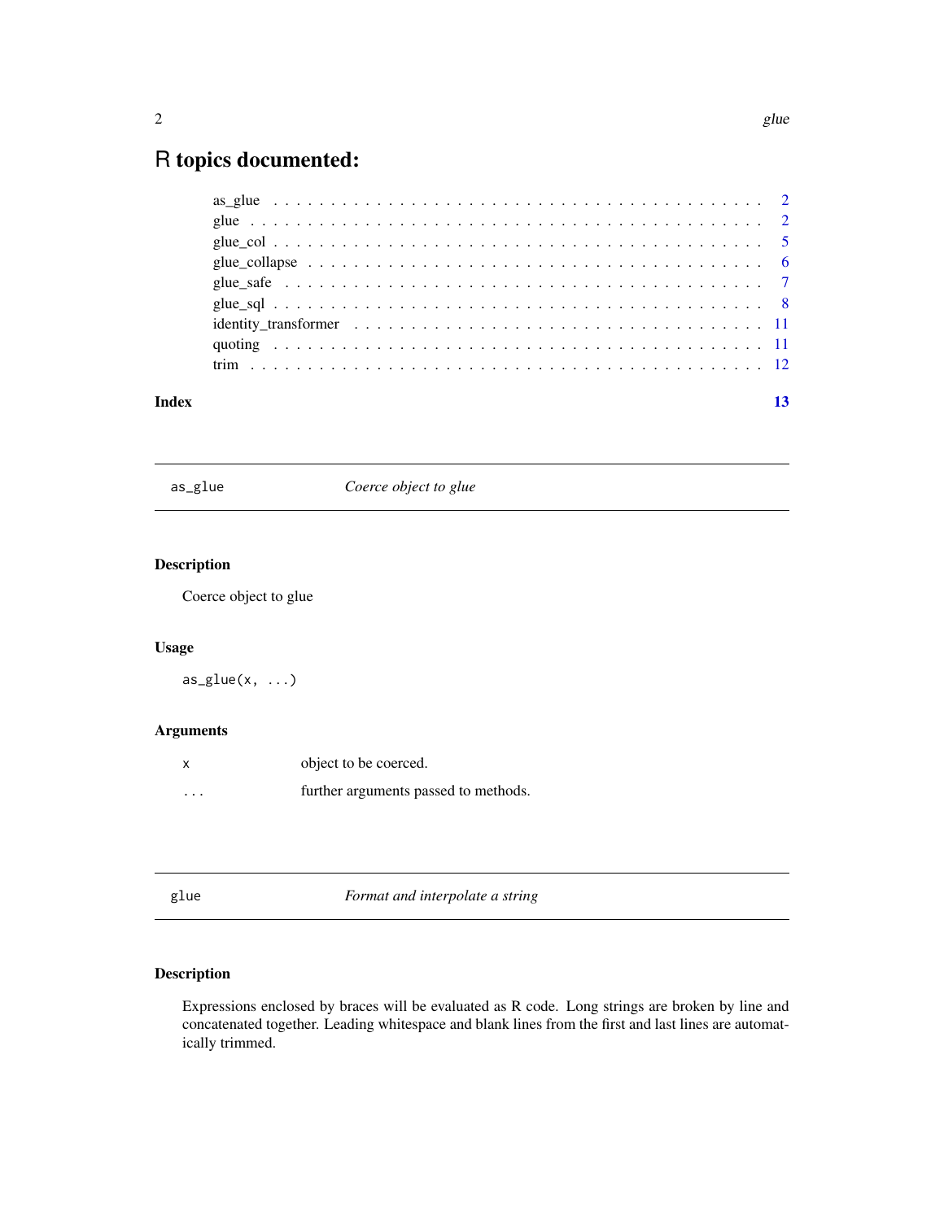# R topics documented:

| | |
|---|---|
| as_glue | 2 |
| glue | 2 |
| glue_col | 5 |
| glue_collapse | 6 |
| glue_safe | 7 |
| glue_sql | 8 |
| identity_transformer | 11 |
| quoting | 11 |
| trim | 12 |

**Index** **13**

---

## as_glue — *Coerce object to glue*

### Description

Coerce object to glue

### Usage

```
as_glue(x, ...)
```

### Arguments

| | |
|---|---|
| x | object to be coerced. |
| ... | further arguments passed to methods. |

---

## glue — *Format and interpolate a string*

### Description

Expressions enclosed by braces will be evaluated as R code. Long strings are broken by line and concatenated together. Leading whitespace and blank lines from the first and last lines are automatically trimmed.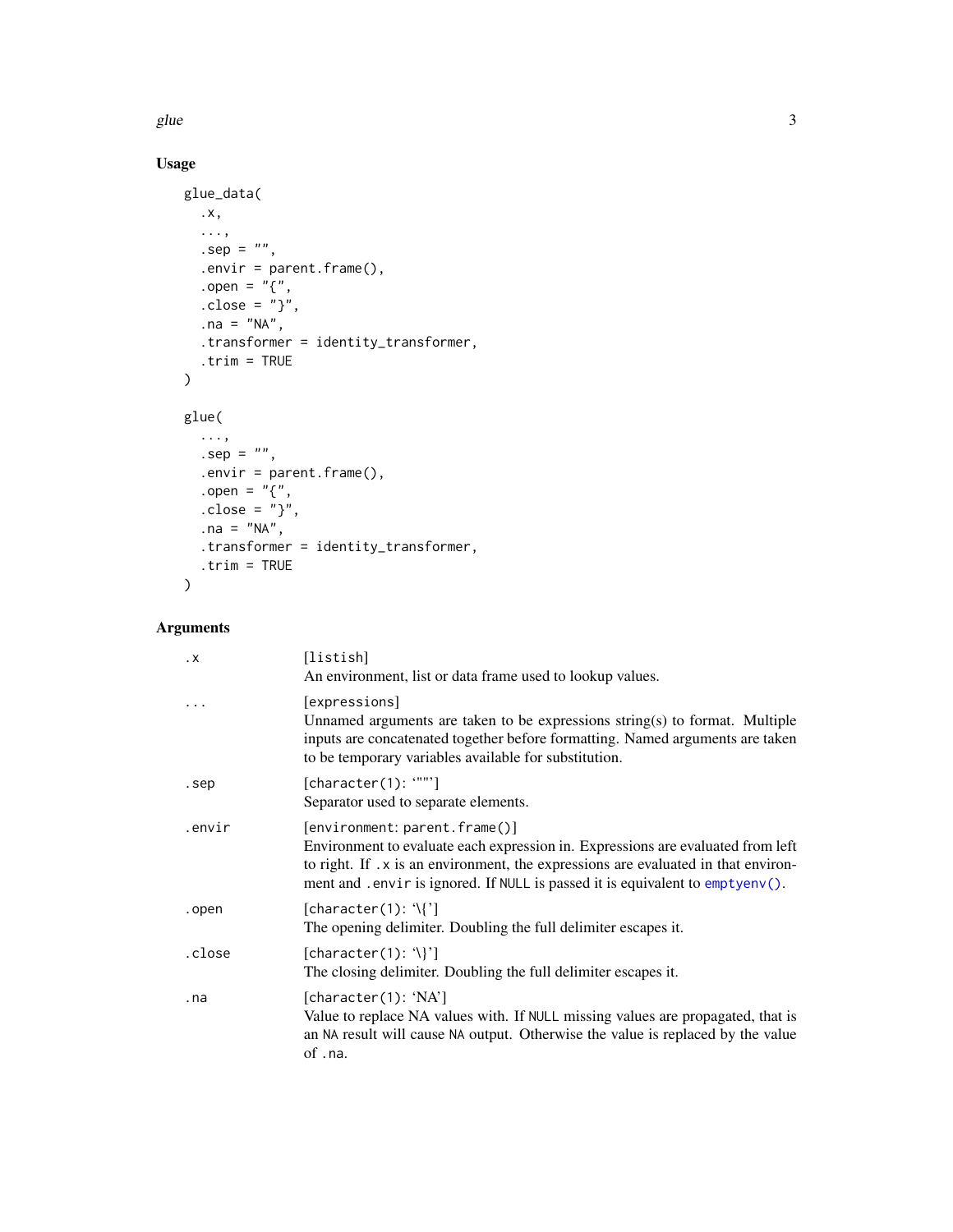## Usage

```
glue_data(
  .x,
  ...,
  .sep = "",
  .envir = parent.frame(),
  .open = "{",
  .close = "}",
  .na = "NA",
  .transformer = identity_transformer,
  .trim = TRUE
)

glue(
  ...,
  .sep = "",
  .envir = parent.frame(),
  .open = "{",
  .close = "}",
  .na = "NA",
  .transformer = identity_transformer,
  .trim = TRUE
)
```

## Arguments

| | |
|---|---|
| `.x` | `[listish]`<br>An environment, list or data frame used to lookup values. |
| `...` | `[expressions]`<br>Unnamed arguments are taken to be expressions string(s) to format. Multiple inputs are concatenated together before formatting. Named arguments are taken to be temporary variables available for substitution. |
| `.sep` | `[character(1): ‘""’]`<br>Separator used to separate elements. |
| `.envir` | `[environment: parent.frame()]`<br>Environment to evaluate each expression in. Expressions are evaluated from left to right. If `.x` is an environment, the expressions are evaluated in that environment and `.envir` is ignored. If `NULL` is passed it is equivalent to `emptyenv()`. |
| `.open` | `[character(1): ‘\{’]`<br>The opening delimiter. Doubling the full delimiter escapes it. |
| `.close` | `[character(1): ‘\}’]`<br>The closing delimiter. Doubling the full delimiter escapes it. |
| `.na` | `[character(1): ‘NA’]`<br>Value to replace NA values with. If `NULL` missing values are propagated, that is an `NA` result will cause `NA` output. Otherwise the value is replaced by the value of `.na`. |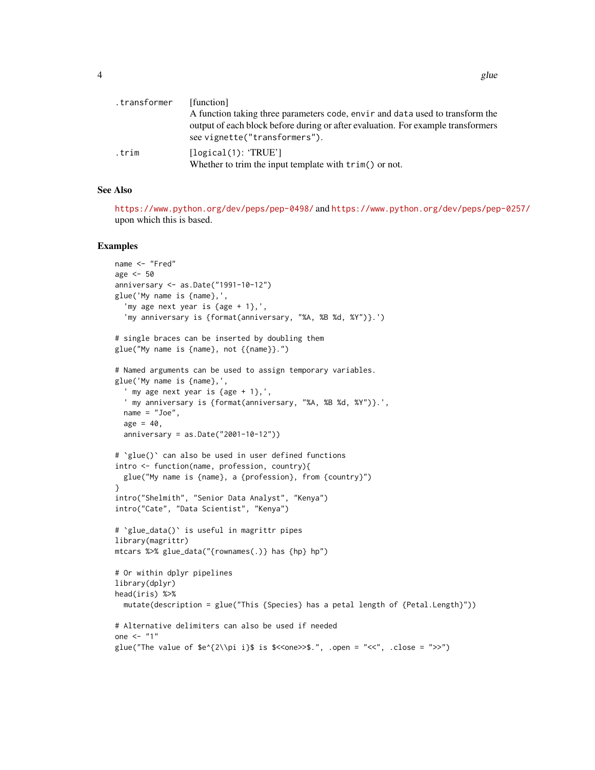| | |
|---|---|
| .transformer | [function] A function taking three parameters code, envir and data used to transform the output of each block before during or after evaluation. For example transformers see vignette("transformers"). |
| .trim | [logical(1): 'TRUE'] Whether to trim the input template with trim() or not. |

## See Also

https://www.python.org/dev/peps/pep-0498/ and https://www.python.org/dev/peps/pep-0257/ upon which this is based.

## Examples

```
name <- "Fred"
age <- 50
anniversary <- as.Date("1991-10-12")
glue('My name is {name},',
  'my age next year is {age + 1},',
  'my anniversary is {format(anniversary, "%A, %B %d, %Y")}.')

# single braces can be inserted by doubling them
glue("My name is {name}, not {{name}}.")

# Named arguments can be used to assign temporary variables.
glue('My name is {name},',
  ' my age next year is {age + 1},',
  ' my anniversary is {format(anniversary, "%A, %B %d, %Y")}.',
  name = "Joe",
  age = 40,
  anniversary = as.Date("2001-10-12"))

# `glue()` can also be used in user defined functions
intro <- function(name, profession, country){
  glue("My name is {name}, a {profession}, from {country}")
}
intro("Shelmith", "Senior Data Analyst", "Kenya")
intro("Cate", "Data Scientist", "Kenya")

# `glue_data()` is useful in magrittr pipes
library(magrittr)
mtcars %>% glue_data("{rownames(.)} has {hp} hp")

# Or within dplyr pipelines
library(dplyr)
head(iris) %>%
  mutate(description = glue("This {Species} has a petal length of {Petal.Length}"))

# Alternative delimiters can also be used if needed
one <- "1"
glue("The value of $e^{2\\pi i}$ is $<<one>>$.", .open = "<<", .close = ">>")
```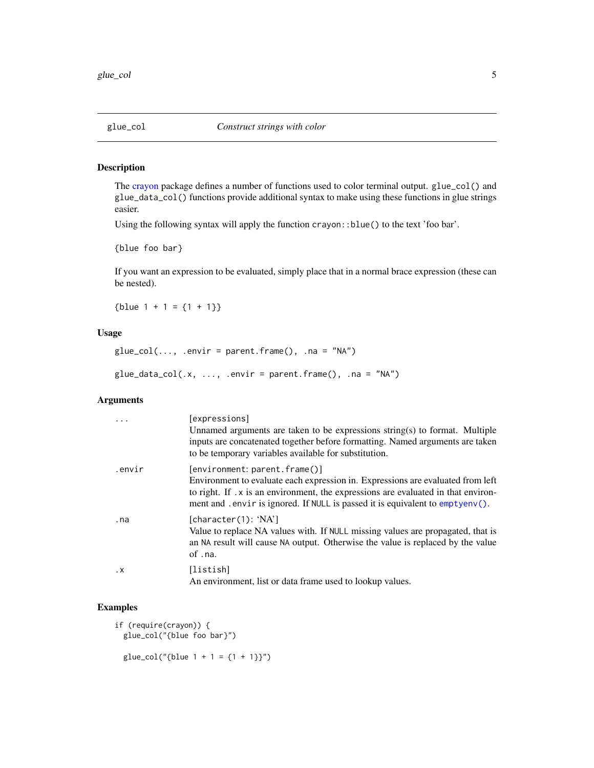## glue_col — *Construct strings with color*

### Description

The crayon package defines a number of functions used to color terminal output. `glue_col()` and `glue_data_col()` functions provide additional syntax to make using these functions in glue strings easier.

Using the following syntax will apply the function `crayon::blue()` to the text 'foo bar'.

```
{blue foo bar}
```

If you want an expression to be evaluated, simply place that in a normal brace expression (these can be nested).

```
{blue 1 + 1 = {1 + 1}}
```

### Usage

```
glue_col(..., .envir = parent.frame(), .na = "NA")

glue_data_col(.x, ..., .envir = parent.frame(), .na = "NA")
```

### Arguments

| | |
|---|---|
| `...` | `[expressions]` Unnamed arguments are taken to be expressions string(s) to format. Multiple inputs are concatenated together before formatting. Named arguments are taken to be temporary variables available for substitution. |
| `.envir` | `[environment: parent.frame()]` Environment to evaluate each expression in. Expressions are evaluated from left to right. If `.x` is an environment, the expressions are evaluated in that environment and `.envir` is ignored. If `NULL` is passed it is equivalent to `emptyenv()`. |
| `.na` | `[character(1): 'NA']` Value to replace NA values with. If `NULL` missing values are propagated, that is an `NA` result will cause `NA` output. Otherwise the value is replaced by the value of `.na`. |
| `.x` | `[listish]` An environment, list or data frame used to lookup values. |

### Examples

```
if (require(crayon)) {
  glue_col("{blue foo bar}")

  glue_col("{blue 1 + 1 = {1 + 1}}")
```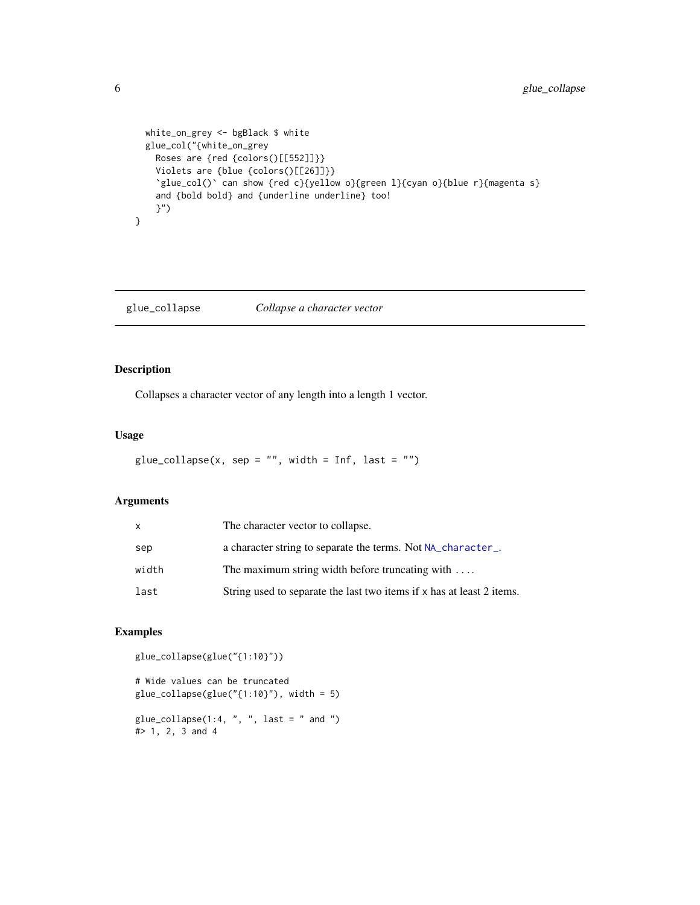```
  white_on_grey <- bgBlack $ white
  glue_col("{white_on_grey
    Roses are {red {colors()[[552]]}}
    Violets are {blue {colors()[[26]]}}
    `glue_col()` can show {red c}{yellow o}{green l}{cyan o}{blue r}{magenta s}
    and {bold bold} and {underline underline} too!
    }")
}
```

## glue_collapse — *Collapse a character vector*

### Description

Collapses a character vector of any length into a length 1 vector.

### Usage

```
glue_collapse(x, sep = "", width = Inf, last = "")
```

### Arguments

| | |
|---|---|
| x | The character vector to collapse. |
| sep | a character string to separate the terms. Not `NA_character_`. |
| width | The maximum string width before truncating with .... |
| last | String used to separate the last two items if x has at least 2 items. |

### Examples

```
glue_collapse(glue("{1:10}"))

# Wide values can be truncated
glue_collapse(glue("{1:10}"), width = 5)

glue_collapse(1:4, ", ", last = " and ")
#> 1, 2, 3 and 4
```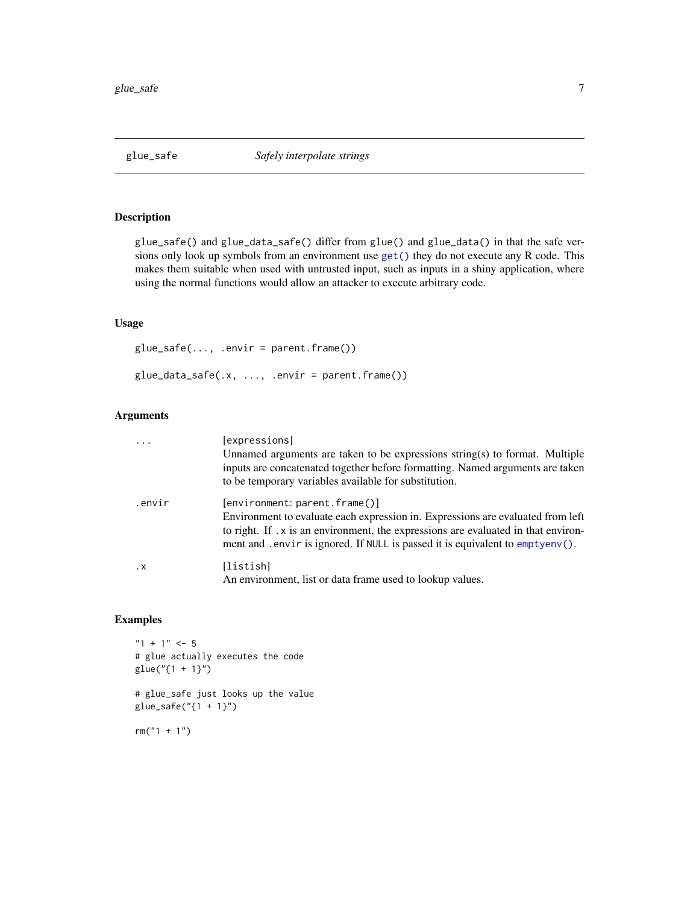## glue_safe *Safely interpolate strings*

### Description

glue_safe() and glue_data_safe() differ from glue() and glue_data() in that the safe versions only look up symbols from an environment use get() they do not execute any R code. This makes them suitable when used with untrusted input, such as inputs in a shiny application, where using the normal functions would allow an attacker to execute arbitrary code.

### Usage

```
glue_safe(..., .envir = parent.frame())

glue_data_safe(.x, ..., .envir = parent.frame())
```

### Arguments

| | |
|---|---|
| ... | [expressions] Unnamed arguments are taken to be expressions string(s) to format. Multiple inputs are concatenated together before formatting. Named arguments are taken to be temporary variables available for substitution. |
| .envir | [environment: parent.frame()] Environment to evaluate each expression in. Expressions are evaluated from left to right. If .x is an environment, the expressions are evaluated in that environment and .envir is ignored. If NULL is passed it is equivalent to emptyenv(). |
| .x | [listish] An environment, list or data frame used to lookup values. |

### Examples

```
"1 + 1" <- 5
# glue actually executes the code
glue("{1 + 1}")

# glue_safe just looks up the value
glue_safe("{1 + 1}")

rm("1 + 1")
```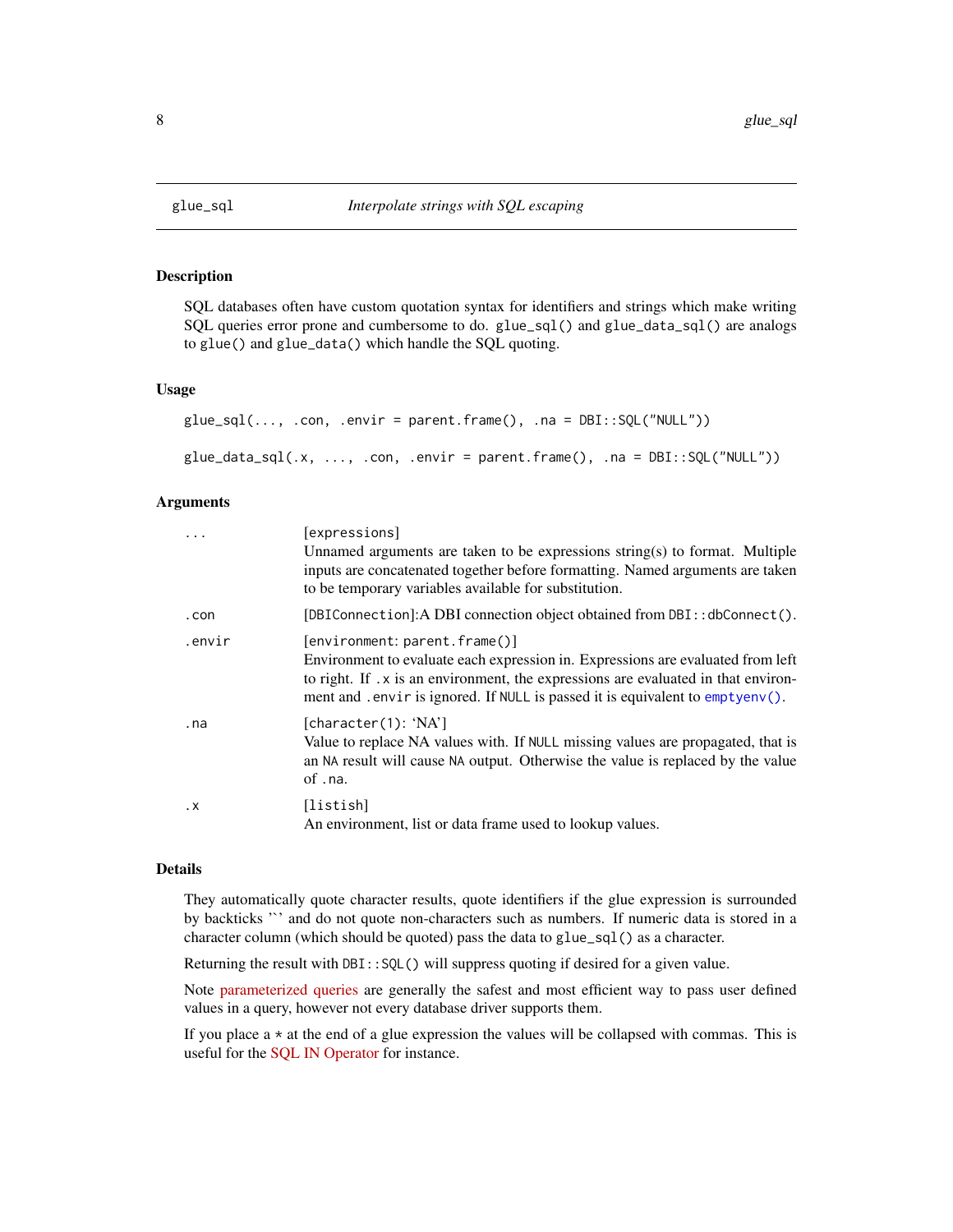## glue_sql — *Interpolate strings with SQL escaping*

### Description

SQL databases often have custom quotation syntax for identifiers and strings which make writing SQL queries error prone and cumbersome to do. `glue_sql()` and `glue_data_sql()` are analogs to `glue()` and `glue_data()` which handle the SQL quoting.

### Usage

```
glue_sql(..., .con, .envir = parent.frame(), .na = DBI::SQL("NULL"))

glue_data_sql(.x, ..., .con, .envir = parent.frame(), .na = DBI::SQL("NULL"))
```

### Arguments

| | |
|---|---|
| `...` | [expressions] Unnamed arguments are taken to be expressions string(s) to format. Multiple inputs are concatenated together before formatting. Named arguments are taken to be temporary variables available for substitution. |
| `.con` | [DBIConnection]:A DBI connection object obtained from `DBI::dbConnect()`. |
| `.envir` | [environment: `parent.frame()`] Environment to evaluate each expression in. Expressions are evaluated from left to right. If `.x` is an environment, the expressions are evaluated in that environment and `.envir` is ignored. If `NULL` is passed it is equivalent to `emptyenv()`. |
| `.na` | [character(1): 'NA'] Value to replace NA values with. If `NULL` missing values are propagated, that is an `NA` result will cause `NA` output. Otherwise the value is replaced by the value of `.na`. |
| `.x` | [listish] An environment, list or data frame used to lookup values. |

### Details

They automatically quote character results, quote identifiers if the glue expression is surrounded by backticks '`' and do not quote non-characters such as numbers. If numeric data is stored in a character column (which should be quoted) pass the data to `glue_sql()` as a character.

Returning the result with `DBI::SQL()` will suppress quoting if desired for a given value.

Note parameterized queries are generally the safest and most efficient way to pass user defined values in a query, however not every database driver supports them.

If you place a `*` at the end of a glue expression the values will be collapsed with commas. This is useful for the SQL IN Operator for instance.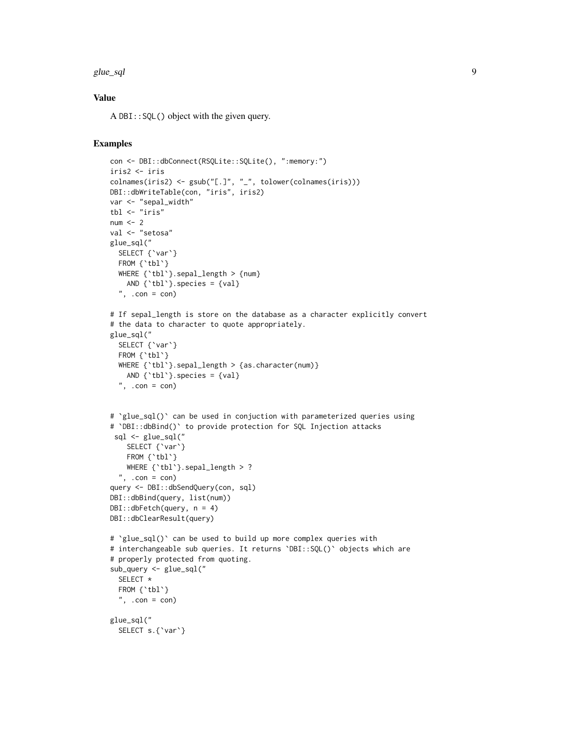### Value

A `DBI::SQL()` object with the given query.

### Examples

```
con <- DBI::dbConnect(RSQLite::SQLite(), ":memory:")
iris2 <- iris
colnames(iris2) <- gsub("[.]", "_", tolower(colnames(iris)))
DBI::dbWriteTable(con, "iris", iris2)
var <- "sepal_width"
tbl <- "iris"
num <- 2
val <- "setosa"
glue_sql("
  SELECT {`var`}
  FROM {`tbl`}
  WHERE {`tbl`}.sepal_length > {num}
    AND {`tbl`}.species = {val}
  ", .con = con)

# If sepal_length is store on the database as a character explicitly convert
# the data to character to quote appropriately.
glue_sql("
  SELECT {`var`}
  FROM {`tbl`}
  WHERE {`tbl`}.sepal_length > {as.character(num)}
    AND {`tbl`}.species = {val}
  ", .con = con)


# `glue_sql()` can be used in conjuction with parameterized queries using
# `DBI::dbBind()` to provide protection for SQL Injection attacks
 sql <- glue_sql("
    SELECT {`var`}
    FROM {`tbl`}
    WHERE {`tbl`}.sepal_length > ?
  ", .con = con)
query <- DBI::dbSendQuery(con, sql)
DBI::dbBind(query, list(num))
DBI::dbFetch(query, n = 4)
DBI::dbClearResult(query)

# `glue_sql()` can be used to build up more complex queries with
# interchangeable sub queries. It returns `DBI::SQL()` objects which are
# properly protected from quoting.
sub_query <- glue_sql("
  SELECT *
  FROM {`tbl`}
  ", .con = con)

glue_sql("
  SELECT s.{`var`}
```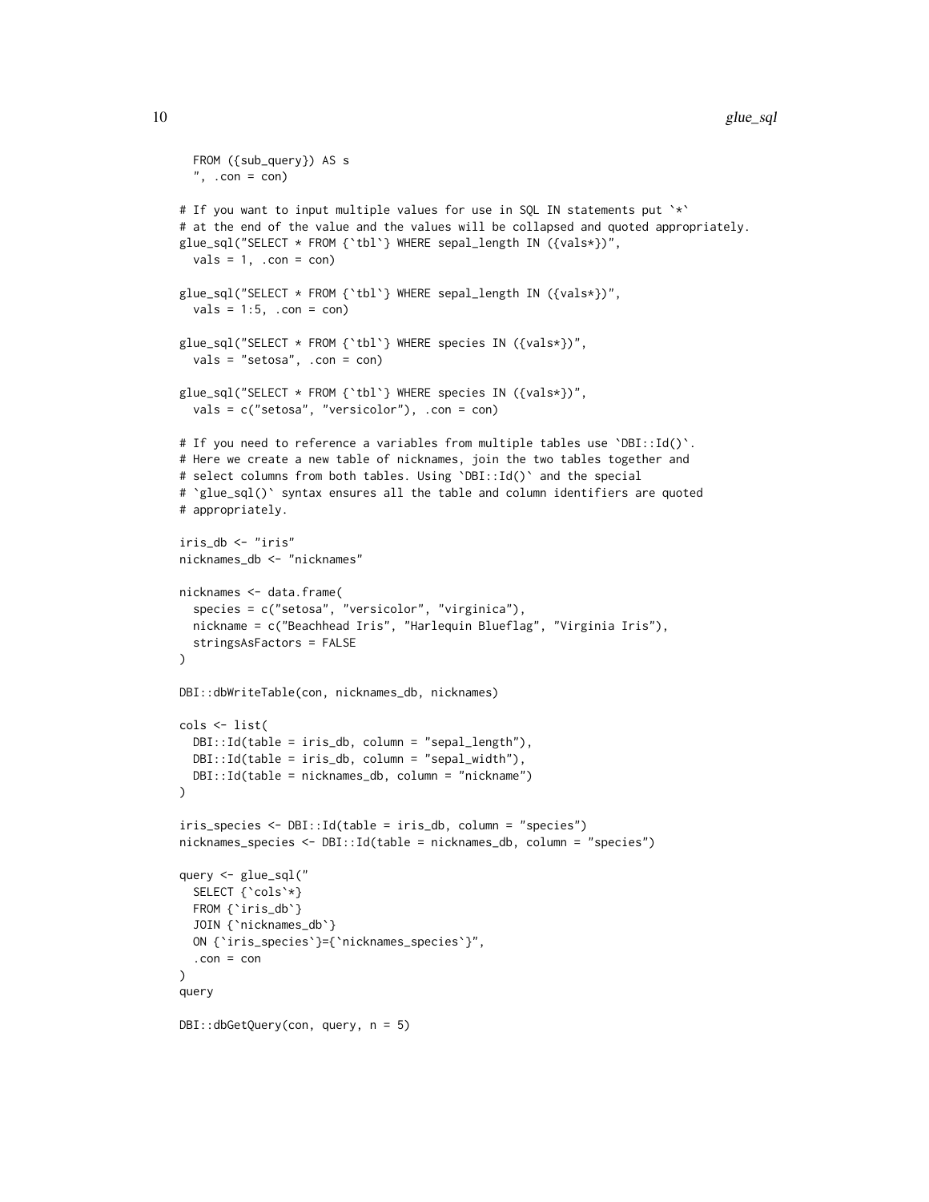```
  FROM ({sub_query}) AS s
  ", .con = con)

# If you want to input multiple values for use in SQL IN statements put `*`
# at the end of the value and the values will be collapsed and quoted appropriately.
glue_sql("SELECT * FROM {`tbl`} WHERE sepal_length IN ({vals*})",
  vals = 1, .con = con)

glue_sql("SELECT * FROM {`tbl`} WHERE sepal_length IN ({vals*})",
  vals = 1:5, .con = con)

glue_sql("SELECT * FROM {`tbl`} WHERE species IN ({vals*})",
  vals = "setosa", .con = con)

glue_sql("SELECT * FROM {`tbl`} WHERE species IN ({vals*})",
  vals = c("setosa", "versicolor"), .con = con)

# If you need to reference a variables from multiple tables use `DBI::Id()`.
# Here we create a new table of nicknames, join the two tables together and
# select columns from both tables. Using `DBI::Id()` and the special
# `glue_sql()` syntax ensures all the table and column identifiers are quoted
# appropriately.

iris_db <- "iris"
nicknames_db <- "nicknames"

nicknames <- data.frame(
  species = c("setosa", "versicolor", "virginica"),
  nickname = c("Beachhead Iris", "Harlequin Blueflag", "Virginia Iris"),
  stringsAsFactors = FALSE
)

DBI::dbWriteTable(con, nicknames_db, nicknames)

cols <- list(
  DBI::Id(table = iris_db, column = "sepal_length"),
  DBI::Id(table = iris_db, column = "sepal_width"),
  DBI::Id(table = nicknames_db, column = "nickname")
)

iris_species <- DBI::Id(table = iris_db, column = "species")
nicknames_species <- DBI::Id(table = nicknames_db, column = "species")

query <- glue_sql("
  SELECT {`cols`*}
  FROM {`iris_db`}
  JOIN {`nicknames_db`}
  ON {`iris_species`}={`nicknames_species`}",
  .con = con
)
query

DBI::dbGetQuery(con, query, n = 5)
```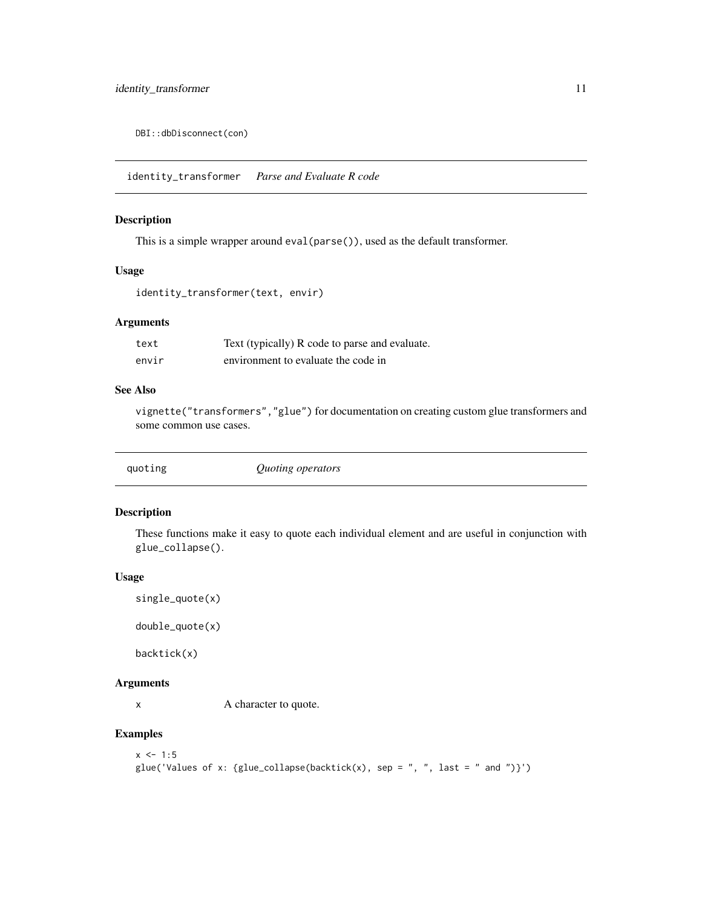```
DBI::dbDisconnect(con)
```

## identity_transformer *Parse and Evaluate R code*

### Description

This is a simple wrapper around `eval(parse())`, used as the default transformer.

### Usage

```
identity_transformer(text, envir)
```

### Arguments

| | |
|---|---|
| `text` | Text (typically) R code to parse and evaluate. |
| `envir` | environment to evaluate the code in |

### See Also

`vignette("transformers","glue")` for documentation on creating custom glue transformers and some common use cases.

## quoting *Quoting operators*

### Description

These functions make it easy to quote each individual element and are useful in conjunction with `glue_collapse()`.

### Usage

```
single_quote(x)

double_quote(x)

backtick(x)
```

### Arguments

| | |
|---|---|
| `x` | A character to quote. |

### Examples

```
x <- 1:5
glue('Values of x: {glue_collapse(backtick(x), sep = ", ", last = " and ")}')
```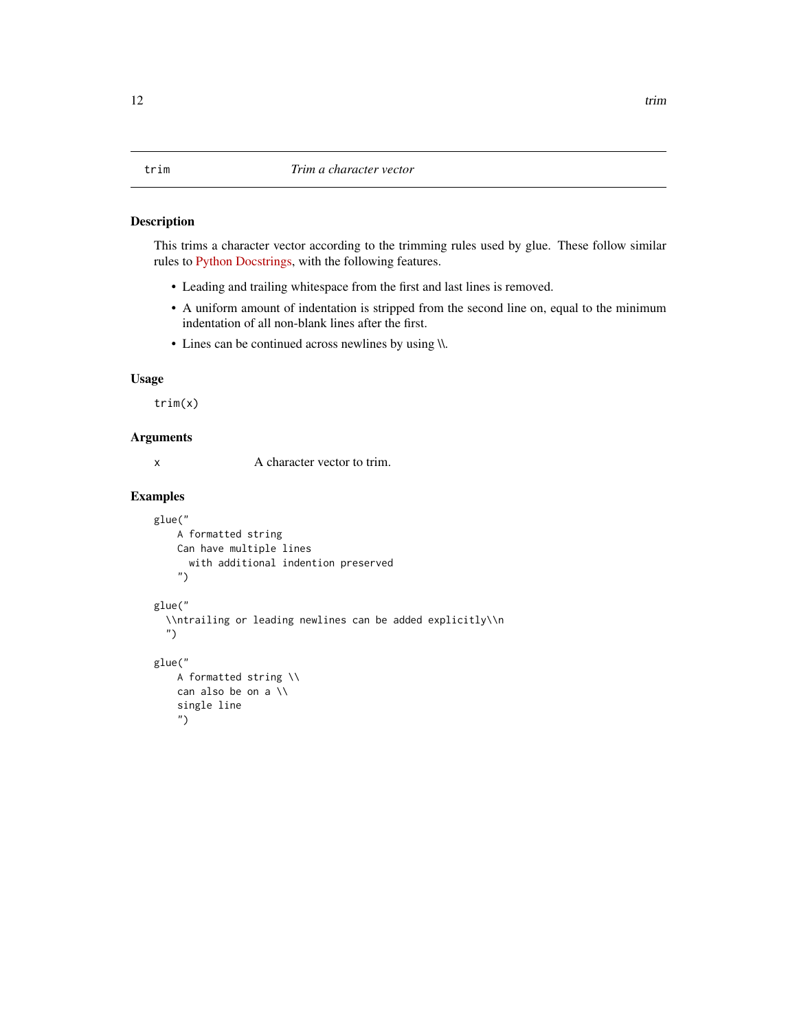## trim — *Trim a character vector*

### Description

This trims a character vector according to the trimming rules used by glue. These follow similar rules to Python Docstrings, with the following features.

- Leading and trailing whitespace from the first and last lines is removed.
- A uniform amount of indentation is stripped from the second line on, equal to the minimum indentation of all non-blank lines after the first.
- Lines can be continued across newlines by using \\.

### Usage

```
trim(x)
```

### Arguments

| | |
|---|---|
| x | A character vector to trim. |

### Examples

```
glue("
    A formatted string
    Can have multiple lines
      with additional indention preserved
    ")

glue("
  \\ntrailing or leading newlines can be added explicitly\\n
  ")

glue("
    A formatted string \\
    can also be on a \\
    single line
    ")
```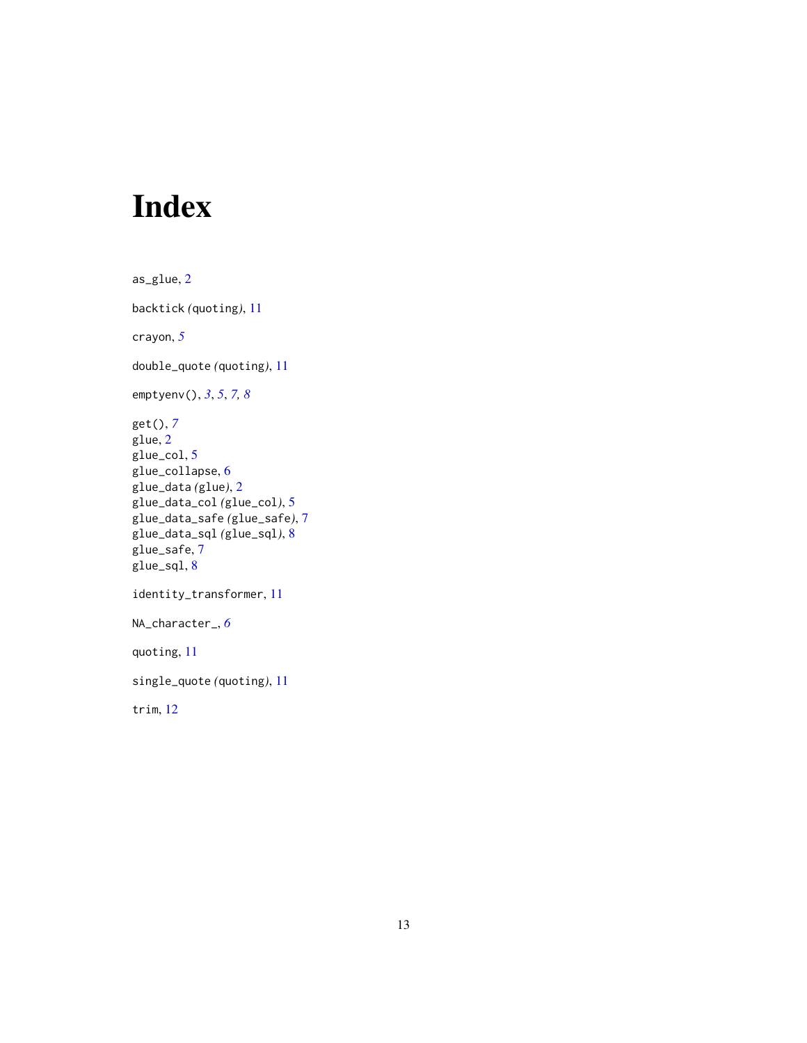# Index

as_glue, 2

backtick *(*quoting*)*, 11

crayon, *5*

double_quote *(*quoting*)*, 11

emptyenv(), *3*, *5*, *7, 8*

get(), *7*
glue, 2
glue_col, 5
glue_collapse, 6
glue_data *(*glue*)*, 2
glue_data_col *(*glue_col*)*, 5
glue_data_safe *(*glue_safe*)*, 7
glue_data_sql *(*glue_sql*)*, 8
glue_safe, 7
glue_sql, 8

identity_transformer, 11

NA_character_, *6*

quoting, 11

single_quote *(*quoting*)*, 11

trim, 12